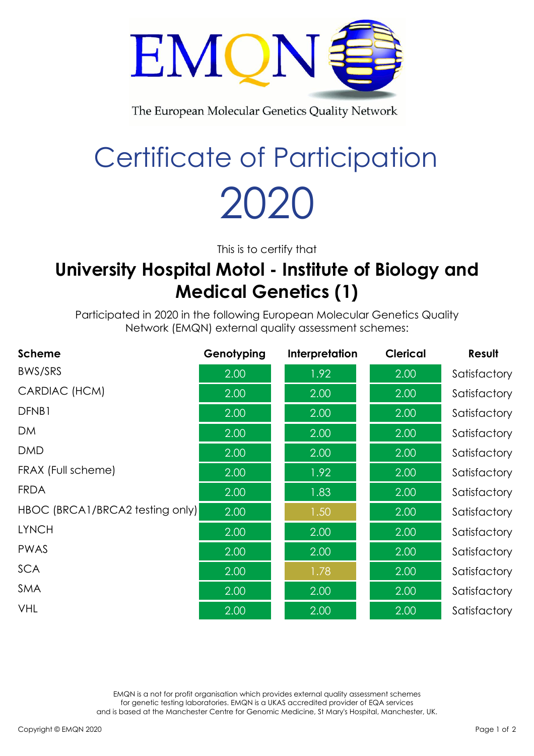EMQN

The European Molecular Genetics Quality Network

# Certificate of Participation

# 2020

This is to certify that

## University Hospital Motol - Institute of Biology and Medical Genetics (1)

Participated in 2020 in the following European Molecular Genetics Quality Network (EMQN) external quality assessment schemes:

| Scheme | Genotyping | Interpretation | Clerical | Result |
|---|---|---|---|---|
| BWS/SRS | 2.00 | 1.92 | 2.00 | Satisfactory |
| CARDIAC (HCM) | 2.00 | 2.00 | 2.00 | Satisfactory |
| DFNB1 | 2.00 | 2.00 | 2.00 | Satisfactory |
| DM | 2.00 | 2.00 | 2.00 | Satisfactory |
| DMD | 2.00 | 2.00 | 2.00 | Satisfactory |
| FRAX (Full scheme) | 2.00 | 1.92 | 2.00 | Satisfactory |
| FRDA | 2.00 | 1.83 | 2.00 | Satisfactory |
| HBOC (BRCA1/BRCA2 testing only) | 2.00 | 1.50 | 2.00 | Satisfactory |
| LYNCH | 2.00 | 2.00 | 2.00 | Satisfactory |
| PWAS | 2.00 | 2.00 | 2.00 | Satisfactory |
| SCA | 2.00 | 1.78 | 2.00 | Satisfactory |
| SMA | 2.00 | 2.00 | 2.00 | Satisfactory |
| VHL | 2.00 | 2.00 | 2.00 | Satisfactory |

EMQN is a not for profit organisation which provides external quality assessment schemes for genetic testing laboratories. EMQN is a UKAS accredited provider of EQA services and is based at the Manchester Centre for Genomic Medicine, St Mary's Hospital, Manchester, UK.

Copyright © EMQN 2020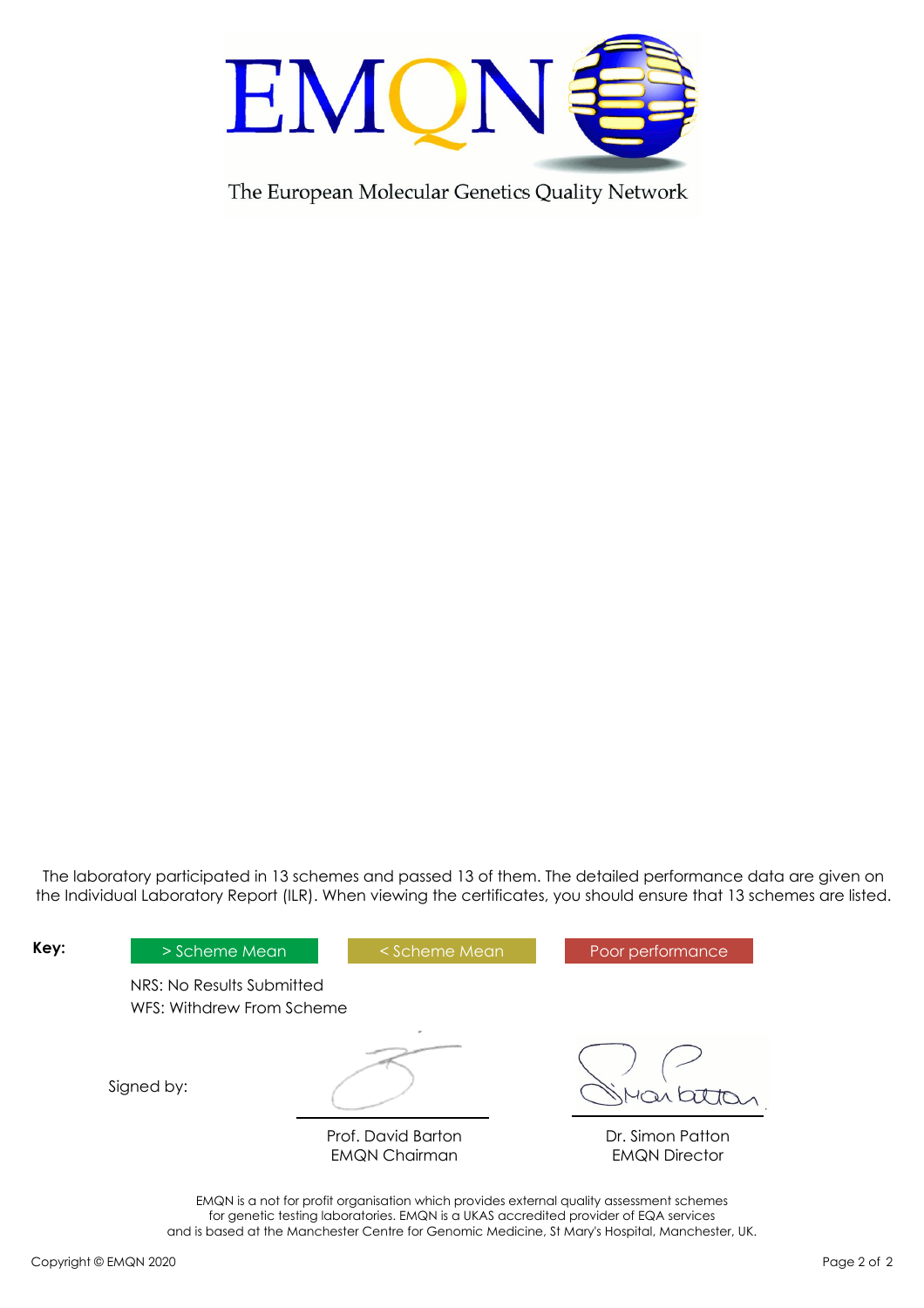EMQN

The European Molecular Genetics Quality Network

The laboratory participated in 13 schemes and passed 13 of them. The detailed performance data are given on the Individual Laboratory Report (ILR). When viewing the certificates, you should ensure that 13 schemes are listed.

**Key:** > Scheme Mean | < Scheme Mean | Poor performance

NRS: No Results Submitted
WFS: Withdrew From Scheme

Signed by:

Prof. David Barton
EMQN Chairman

Dr. Simon Patton
EMQN Director

EMQN is a not for profit organisation which provides external quality assessment schemes for genetic testing laboratories. EMQN is a UKAS accredited provider of EQA services and is based at the Manchester Centre for Genomic Medicine, St Mary's Hospital, Manchester, UK.

Copyright © EMQN 2020